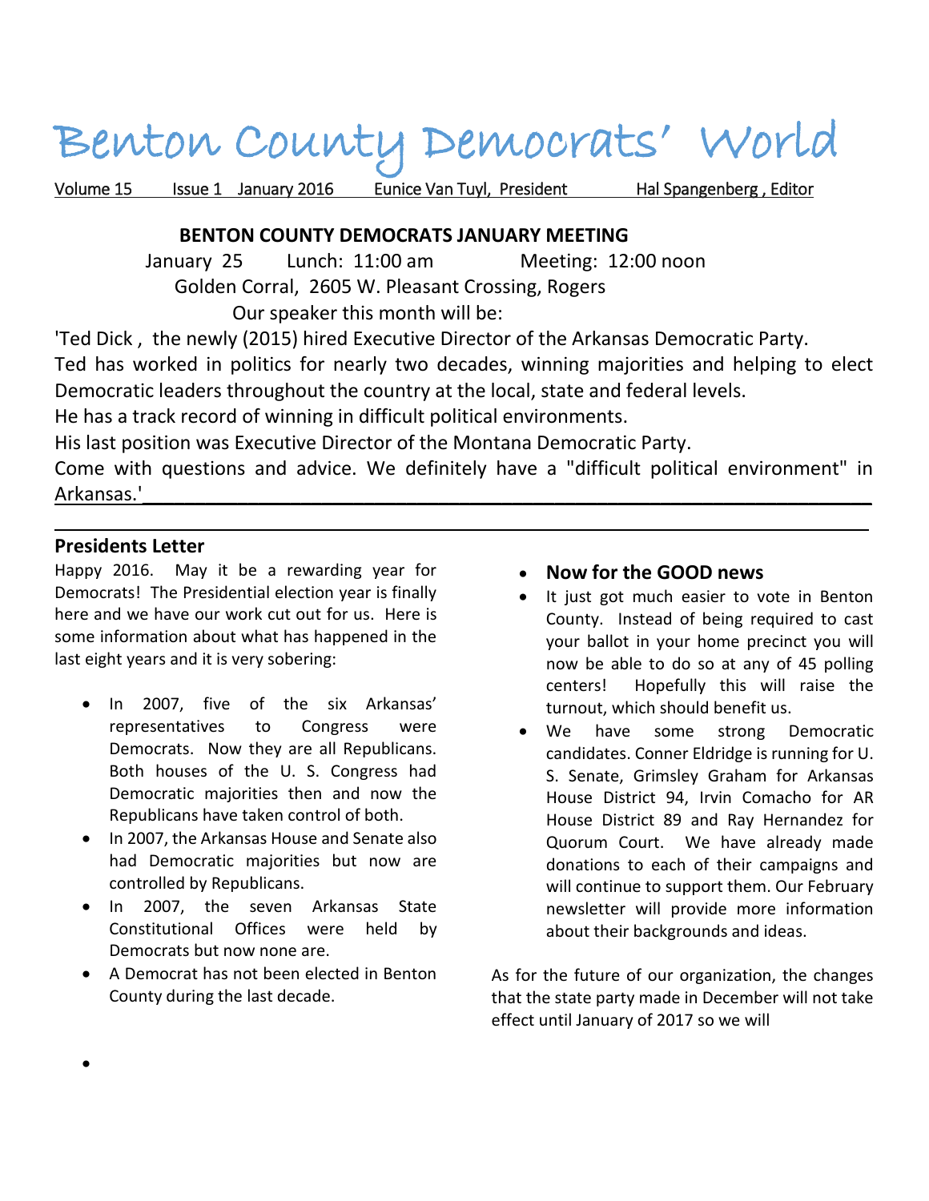# Benton County Democrats' World

Volume 15 Issue 1 January 2016 Eunice Van Tuyl, President Hal Spangenberg , Editor

**BENTON COUNTY DEMOCRATS JANUARY MEETING**

January 25 Lunch: 11:00 am Meeting: 12:00 noon

Golden Corral, 2605 W. Pleasant Crossing, Rogers

Our speaker this month will be:

'Ted Dick , the newly (2015) hired Executive Director of the Arkansas Democratic Party.

Ted has worked in politics for nearly two decades, winning majorities and helping to elect Democratic leaders throughout the country at the local, state and federal levels.

He has a track record of winning in difficult political environments.

His last position was Executive Director of the Montana Democratic Party.

Come with questions and advice. We definitely have a "difficult political environment" in Arkansas.'

---

## Presidents Letter

Happy 2016. May it be a rewarding year for Democrats! The Presidential election year is finally here and we have our work cut out for us. Here is some information about what has happened in the last eight years and it is very sobering:

- In 2007, five of the six Arkansas' representatives to Congress were Democrats. Now they are all Republicans. Both houses of the U. S. Congress had Democratic majorities then and now the Republicans have taken control of both.
- In 2007, the Arkansas House and Senate also had Democratic majorities but now are controlled by Republicans.
- In 2007, the seven Arkansas State Constitutional Offices were held by Democrats but now none are.
- A Democrat has not been elected in Benton County during the last decade.

- **Now for the GOOD news**
- It just got much easier to vote in Benton County. Instead of being required to cast your ballot in your home precinct you will now be able to do so at any of 45 polling centers! Hopefully this will raise the turnout, which should benefit us.
- We have some strong Democratic candidates. Conner Eldridge is running for U. S. Senate, Grimsley Graham for Arkansas House District 94, Irvin Comacho for AR House District 89 and Ray Hernandez for Quorum Court. We have already made donations to each of their campaigns and will continue to support them. Our February newsletter will provide more information about their backgrounds and ideas.

As for the future of our organization, the changes that the state party made in December will not take effect until January of 2017 so we will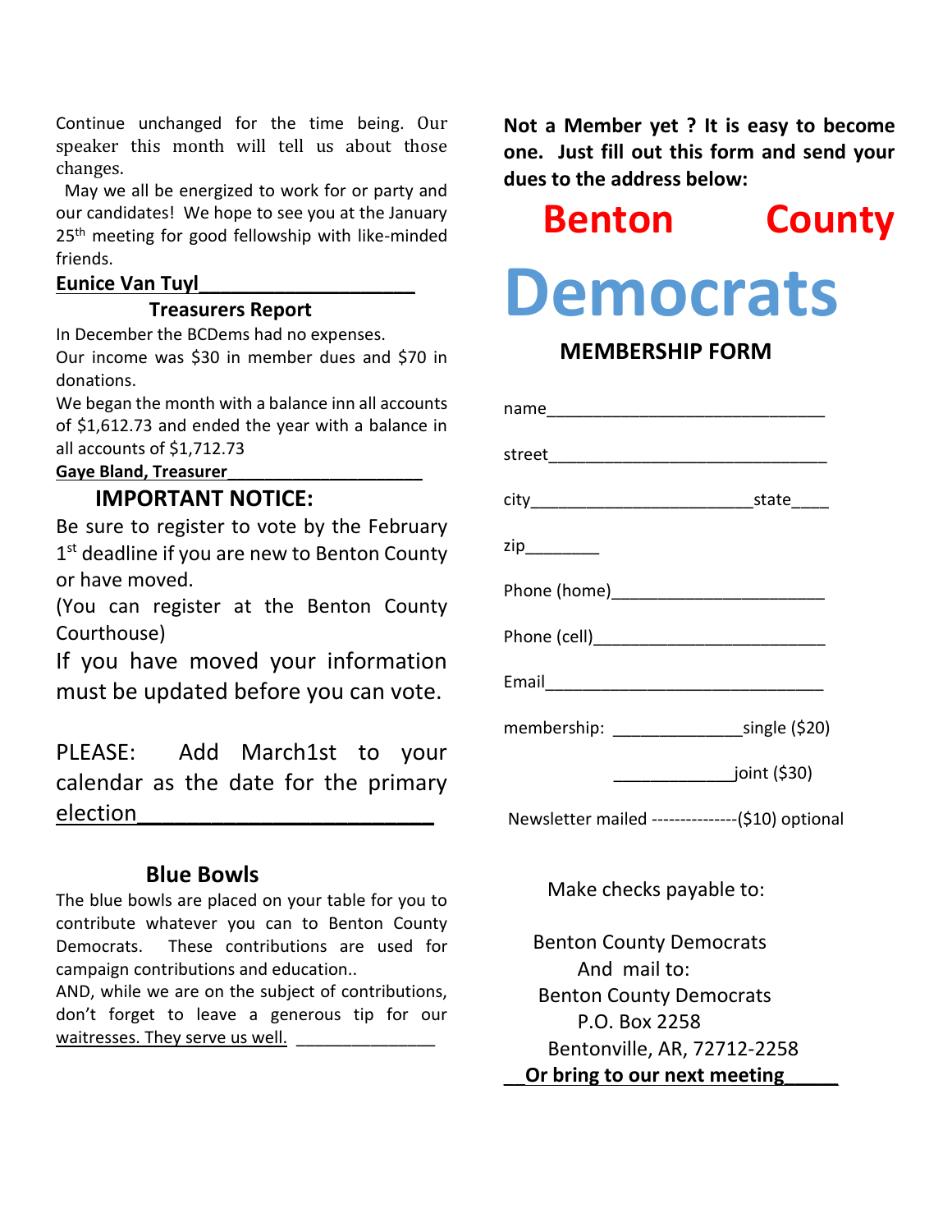Continue unchanged for the time being. Our speaker this month will tell us about those changes.

May we all be energized to work for or party and our candidates! We hope to see you at the January 25th meeting for good fellowship with like-minded friends.

**Eunice Van Tuyl**____________________

### Treasurers Report

In December the BCDems had no expenses.

Our income was $30 in member dues and $70 in donations.

We began the month with a balance inn all accounts of $1,612.73 and ended the year with a balance in all accounts of $1,712.73

**Gaye Bland, Treasurer**____________________

### IMPORTANT NOTICE:

Be sure to register to vote by the February 1st deadline if you are new to Benton County or have moved.

(You can register at the Benton County Courthouse)

If you have moved your information must be updated before you can vote.

PLEASE: Add March1st to your calendar as the date for the primary election________________________

### Blue Bowls

The blue bowls are placed on your table for you to contribute whatever you can to Benton County Democrats. These contributions are used for campaign contributions and education..

AND, while we are on the subject of contributions, don't forget to leave a generous tip for our waitresses. They serve us well. _______________

**Not a Member yet ? It is easy to become one. Just fill out this form and send your dues to the address below:**

# Benton County Democrats

## MEMBERSHIP FORM

name______________________________

street______________________________

city_______________________state____

zip________

Phone (home)______________________

Phone (cell)_______________________

Email______________________________

membership: ______________single ($20)

_____________joint ($30)

Newsletter mailed ---------------($10) optional

Make checks payable to:

Benton County Democrats
And mail to:
Benton County Democrats
P.O. Box 2258
Bentonville, AR, 72712-2258

**Or bring to our next meeting**